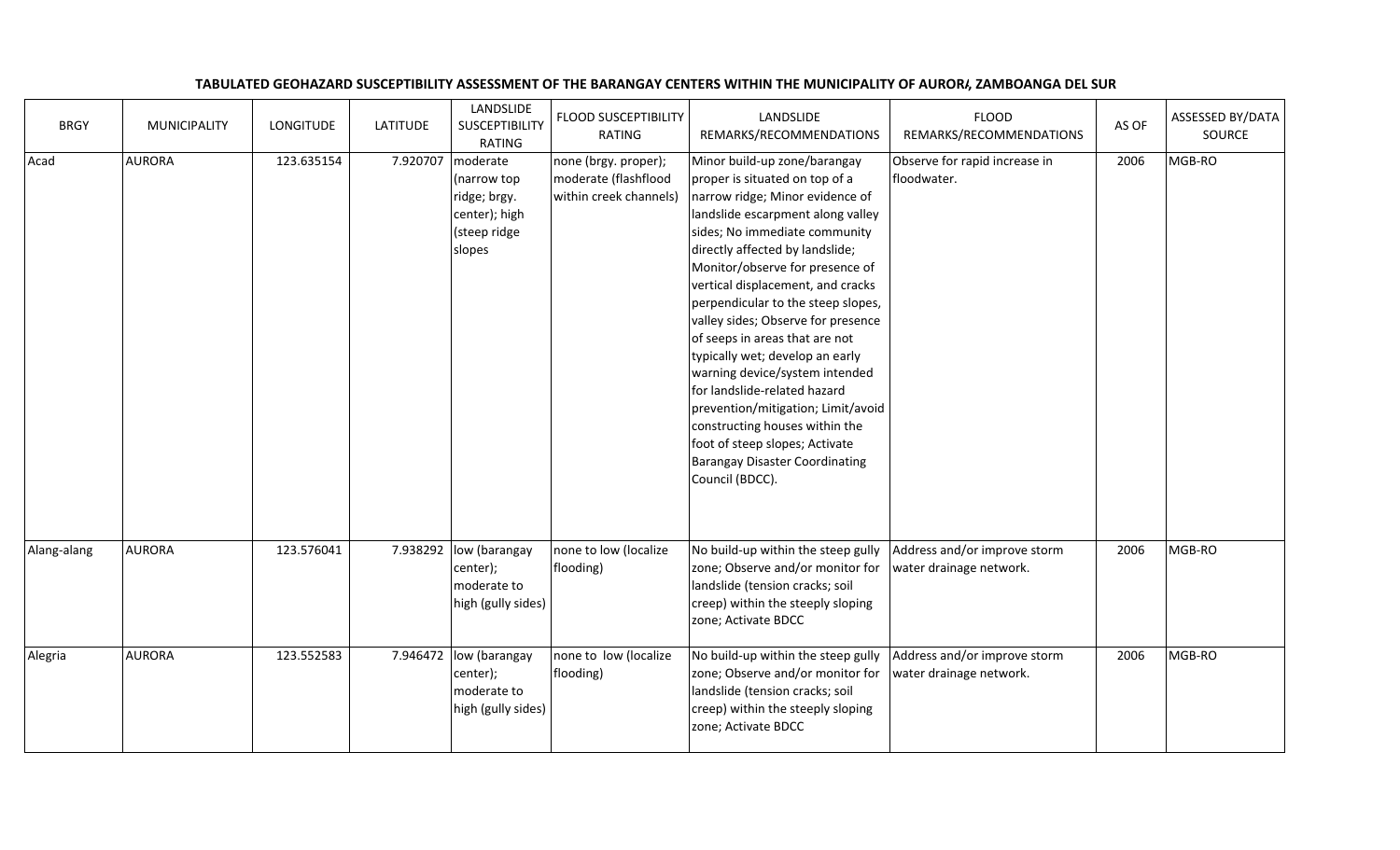**TABULATED GEOHAZARD SUSCEPTIBILITY ASSESSMENT OF THE BARANGAY CENTERS WITHIN THE MUNICIPALITY OF AURORA, ZAMBOANGA DEL SUR**

| BRGY | MUNICIPALITY | LONGITUDE | LATITUDE | LANDSLIDE SUSCEPTIBILITY RATING | FLOOD SUSCEPTIBILITY RATING | LANDSLIDE REMARKS/RECOMMENDATIONS | FLOOD REMARKS/RECOMMENDATIONS | AS OF | ASSESSED BY/DATA SOURCE |
|---|---|---|---|---|---|---|---|---|---|
| Acad | AURORA | 123.635154 | 7.920707 | moderate (narrow top ridge; brgy. center); high (steep ridge slopes | none (brgy. proper); moderate (flashflood within creek channels) | Minor build-up zone/barangay proper is situated on top of a narrow ridge; Minor evidence of landslide escarpment along valley sides; No immediate community directly affected by landslide; Monitor/observe for presence of vertical displacement, and cracks perpendicular to the steep slopes, valley sides; Observe for presence of seeps in areas that are not typically wet; develop an early warning device/system intended for landslide-related hazard prevention/mitigation; Limit/avoid constructing houses within the foot of steep slopes; Activate Barangay Disaster Coordinating Council (BDCC). | Observe for rapid increase in floodwater. | 2006 | MGB-RO |
| Alang-alang | AURORA | 123.576041 | 7.938292 | low (barangay center); moderate to high (gully sides) | none to low (localize flooding) | No build-up within the steep gully zone; Observe and/or monitor for landslide (tension cracks; soil creep) within the steeply sloping zone; Activate BDCC | Address and/or improve storm water drainage network. | 2006 | MGB-RO |
| Alegria | AURORA | 123.552583 | 7.946472 | low (barangay center); moderate to high (gully sides) | none to low (localize flooding) | No build-up within the steep gully zone; Observe and/or monitor for landslide (tension cracks; soil creep) within the steeply sloping zone; Activate BDCC | Address and/or improve storm water drainage network. | 2006 | MGB-RO |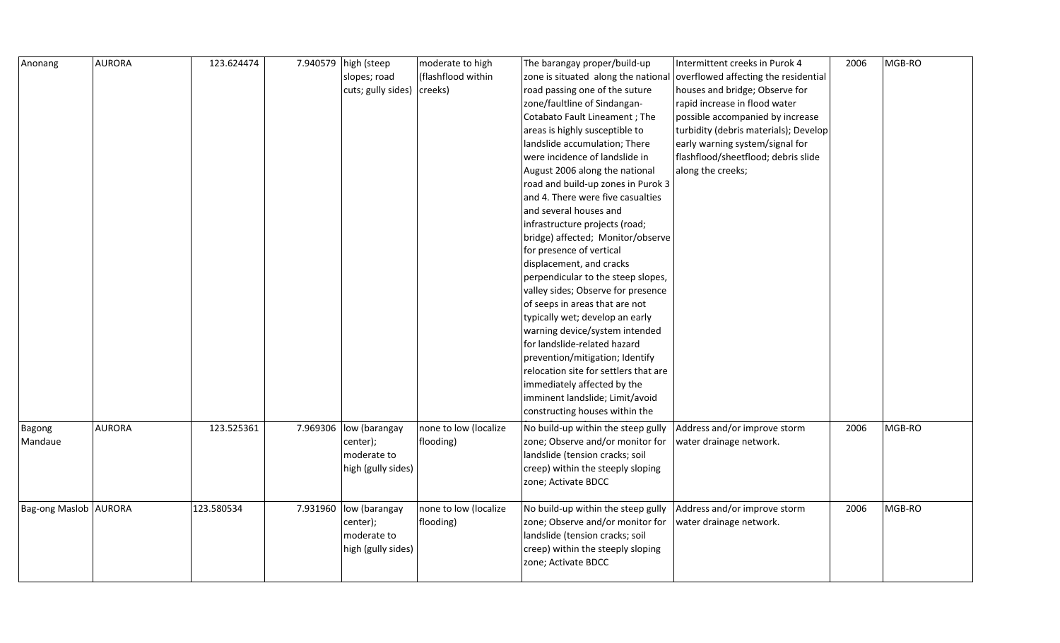| | | | | | | | | | |
|---|---|---|---|---|---|---|---|---|---|
| Anonang | AURORA | 123.624474 | 7.940579 | high (steep slopes; road cuts; gully sides) | moderate to high (flashflood within creeks) | The barangay proper/build-up zone is situated along the national road passing one of the suture zone/faultline of Sindangan-Cotabato Fault Lineament ; The areas is highly susceptible to landslide accumulation; There were incidence of landslide in August 2006 along the national road and build-up zones in Purok 3 and 4. There were five casualties and several houses and infrastructure projects (road; bridge) affected; Monitor/observe for presence of vertical displacement, and cracks perpendicular to the steep slopes, valley sides; Observe for presence of seeps in areas that are not typically wet; develop an early warning device/system intended for landslide-related hazard prevention/mitigation; Identify relocation site for settlers that are immediately affected by the imminent landslide; Limit/avoid constructing houses within the | Intermittent creeks in Purok 4 overflowed affecting the residential houses and bridge; Observe for rapid increase in flood water possible accompanied by increase turbidity (debris materials); Develop early warning system/signal for flashflood/sheetflood; debris slide along the creeks; | 2006 | MGB-RO |
| Bagong Mandaue | AURORA | 123.525361 | 7.969306 | low (barangay center); moderate to high (gully sides) | none to low (localize flooding) | No build-up within the steep gully zone; Observe and/or monitor for landslide (tension cracks; soil creep) within the steeply sloping zone; Activate BDCC | Address and/or improve storm water drainage network. | 2006 | MGB-RO |
| Bag-ong Maslob | AURORA | 123.580534 | 7.931960 | low (barangay center); moderate to high (gully sides) | none to low (localize flooding) | No build-up within the steep gully zone; Observe and/or monitor for landslide (tension cracks; soil creep) within the steeply sloping zone; Activate BDCC | Address and/or improve storm water drainage network. | 2006 | MGB-RO |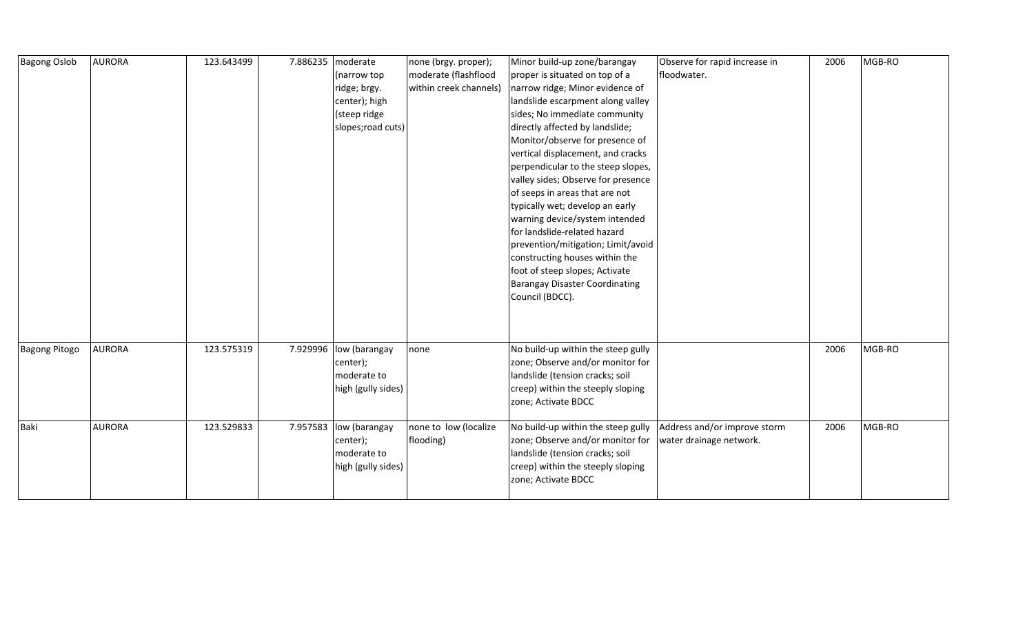| Bagong Oslob | AURORA | 123.643499 | 7.886235 | moderate (narrow top ridge; brgy. center); high (steep ridge slopes;road cuts) | none (brgy. proper); moderate (flashflood within creek channels) | Minor build-up zone/barangay proper is situated on top of a narrow ridge; Minor evidence of landslide escarpment along valley sides; No immediate community directly affected by landslide; Monitor/observe for presence of vertical displacement, and cracks perpendicular to the steep slopes, valley sides; Observe for presence of seeps in areas that are not typically wet; develop an early warning device/system intended for landslide-related hazard prevention/mitigation; Limit/avoid constructing houses within the foot of steep slopes; Activate Barangay Disaster Coordinating Council (BDCC). | Observe for rapid increase in floodwater. | 2006 | MGB-RO |
|---|---|---|---|---|---|---|---|---|---|
| Bagong Pitogo | AURORA | 123.575319 | 7.929996 | low (barangay center); moderate to high (gully sides) | none | No build-up within the steep gully zone; Observe and/or monitor for landslide (tension cracks; soil creep) within the steeply sloping zone; Activate BDCC | | 2006 | MGB-RO |
| Baki | AURORA | 123.529833 | 7.957583 | low (barangay center); moderate to high (gully sides) | none to low (localize flooding) | No build-up within the steep gully zone; Observe and/or monitor for landslide (tension cracks; soil creep) within the steeply sloping zone; Activate BDCC | Address and/or improve storm water drainage network. | 2006 | MGB-RO |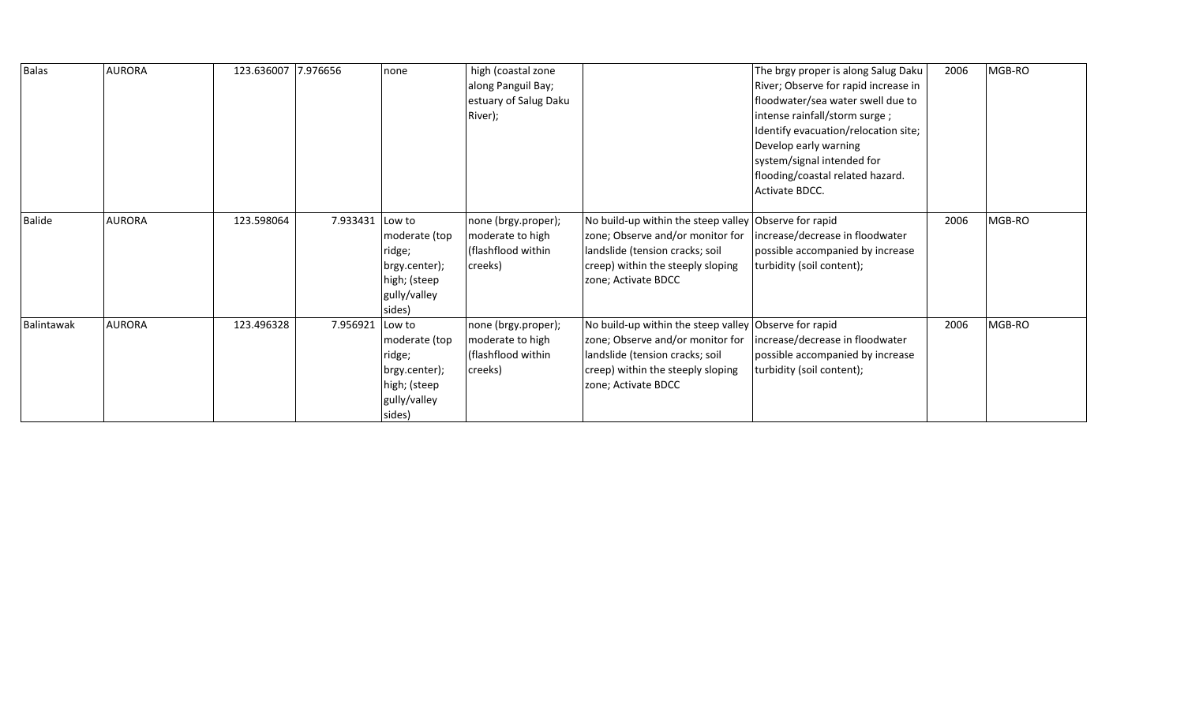| Balas | AURORA | 123.636007 | 7.976656 | none | high (coastal zone along Panguil Bay; estuary of Salug Daku River); | | The brgy proper is along Salug Daku River; Observe for rapid increase in floodwater/sea water swell due to intense rainfall/storm surge ; Identify evacuation/relocation site; Develop early warning system/signal intended for flooding/coastal related hazard. Activate BDCC. | 2006 | MGB-RO |
|---|---|---|---|---|---|---|---|---|---|
| Balide | AURORA | 123.598064 | 7.933431 | Low to moderate (top ridge; brgy.center); high; (steep gully/valley sides) | none (brgy.proper); moderate to high (flashflood within creeks) | No build-up within the steep valley zone; Observe and/or monitor for landslide (tension cracks; soil creep) within the steeply sloping zone; Activate BDCC | Observe for rapid increase/decrease in floodwater possible accompanied by increase turbidity (soil content); | 2006 | MGB-RO |
| Balintawak | AURORA | 123.496328 | 7.956921 | Low to moderate (top ridge; brgy.center); high; (steep gully/valley sides) | none (brgy.proper); moderate to high (flashflood within creeks) | No build-up within the steep valley zone; Observe and/or monitor for landslide (tension cracks; soil creep) within the steeply sloping zone; Activate BDCC | Observe for rapid increase/decrease in floodwater possible accompanied by increase turbidity (soil content); | 2006 | MGB-RO |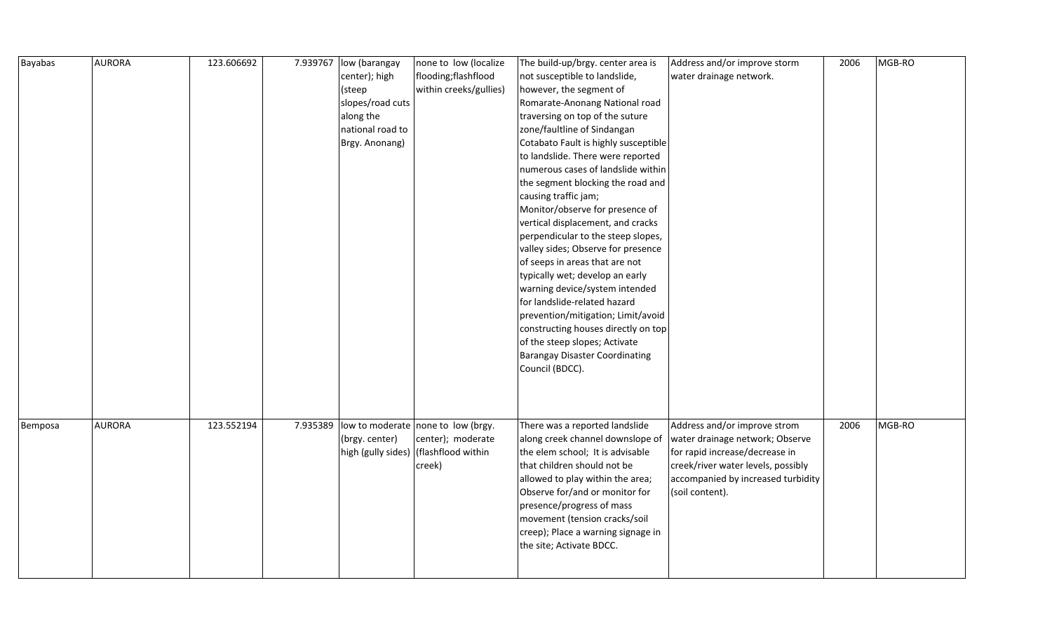| | | | | | | | | | |
|---|---|---|---|---|---|---|---|---|---|
| Bayabas | AURORA | 123.606692 | 7.939767 | low (barangay center); high (steep slopes/road cuts along the national road to Brgy. Anonang) | none to low (localize flooding;flashflood within creeks/gullies) | The build-up/brgy. center area is not susceptible to landslide, however, the segment of Romarate-Anonang National road traversing on top of the suture zone/faultline of Sindangan Cotabato Fault is highly susceptible to landslide. There were reported numerous cases of landslide within the segment blocking the road and causing traffic jam; Monitor/observe for presence of vertical displacement, and cracks perpendicular to the steep slopes, valley sides; Observe for presence of seeps in areas that are not typically wet; develop an early warning device/system intended for landslide-related hazard prevention/mitigation; Limit/avoid constructing houses directly on top of the steep slopes; Activate Barangay Disaster Coordinating Council (BDCC). | Address and/or improve storm water drainage network. | 2006 | MGB-RO |
| Bemposa | AURORA | 123.552194 | 7.935389 | low to moderate (brgy. center) high (gully sides) | none to low (brgy. center); moderate (flashflood within creek) | There was a reported landslide along creek channel downslope of the elem school; It is advisable that children should not be allowed to play within the area; Observe for/and or monitor for presence/progress of mass movement (tension cracks/soil creep); Place a warning signage in the site; Activate BDCC. | Address and/or improve strom water drainage network; Observe for rapid increase/decrease in creek/river water levels, possibly accompanied by increased turbidity (soil content). | 2006 | MGB-RO |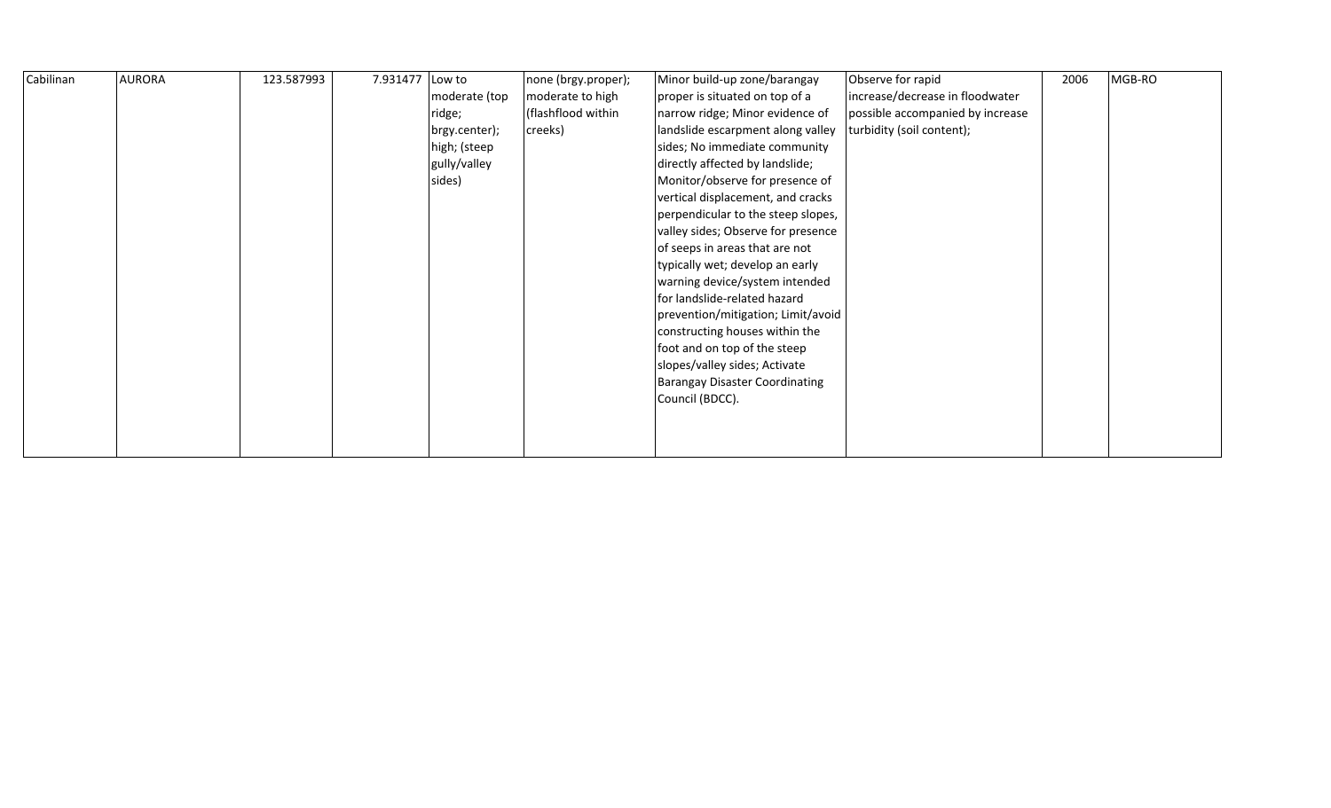| Cabilinan | AURORA | 123.587993 | 7.931477 | Low to moderate (top ridge; brgy.center); high; (steep gully/valley sides) | none (brgy.proper); moderate to high (flashflood within creeks) | Minor build-up zone/barangay proper is situated on top of a narrow ridge; Minor evidence of landslide escarpment along valley sides; No immediate community directly affected by landslide; Monitor/observe for presence of vertical displacement, and cracks perpendicular to the steep slopes, valley sides; Observe for presence of seeps in areas that are not typically wet; develop an early warning device/system intended for landslide-related hazard prevention/mitigation; Limit/avoid constructing houses within the foot and on top of the steep slopes/valley sides; Activate Barangay Disaster Coordinating Council (BDCC). | Observe for rapid increase/decrease in floodwater possible accompanied by increase turbidity (soil content); | 2006 | MGB-RO |
|---|---|---|---|---|---|---|---|---|---|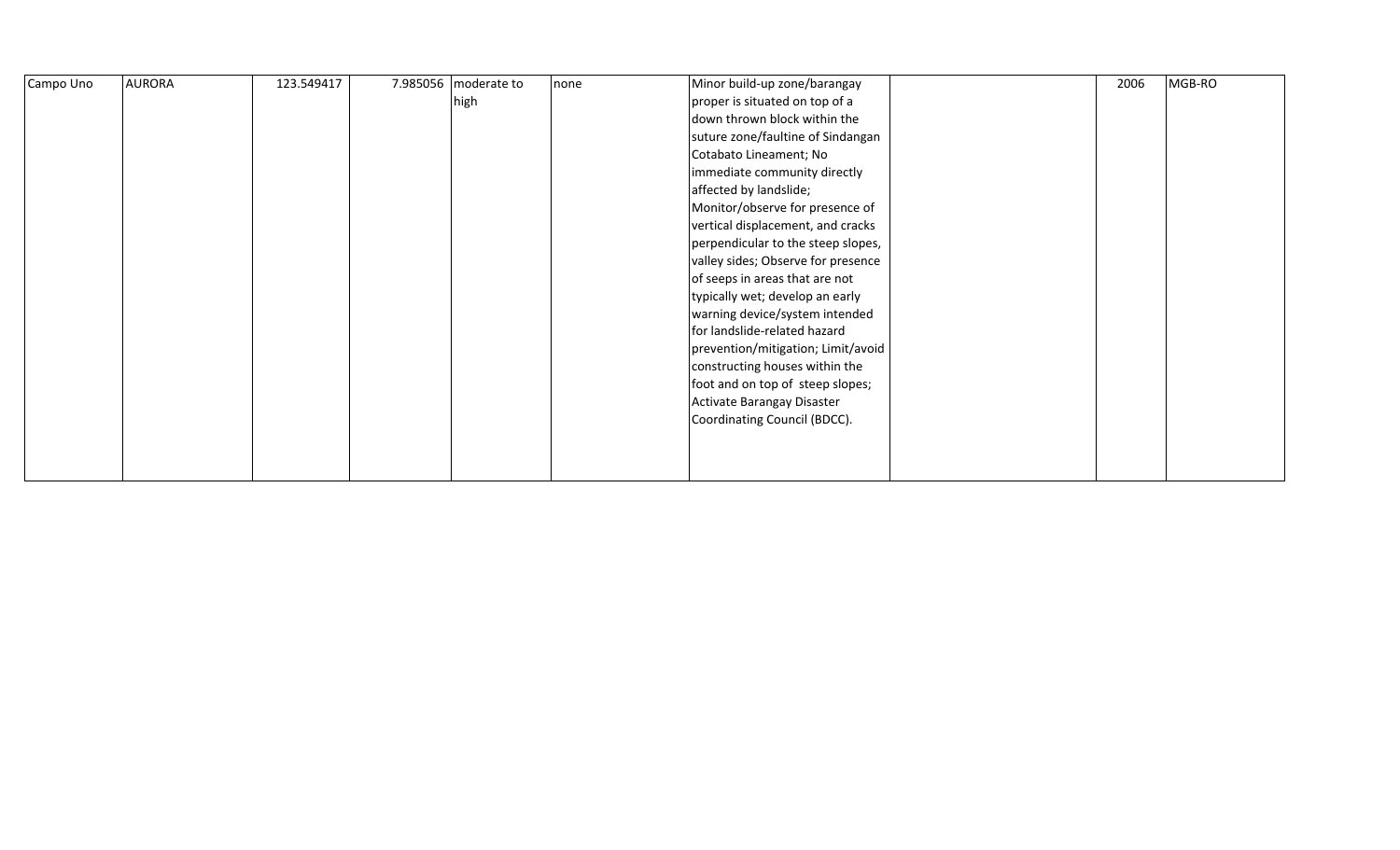| | | | | | | | | | |
|---|---|---|---|---|---|---|---|---|---|
| Campo Uno | AURORA | 123.549417 | 7.985056 | moderate to high | none | Minor build-up zone/barangay proper is situated on top of a down thrown block within the suture zone/faultine of Sindangan Cotabato Lineament; No immediate community directly affected by landslide; Monitor/observe for presence of vertical displacement, and cracks perpendicular to the steep slopes, valley sides; Observe for presence of seeps in areas that are not typically wet; develop an early warning device/system intended for landslide-related hazard prevention/mitigation; Limit/avoid constructing houses within the foot and on top of steep slopes; Activate Barangay Disaster Coordinating Council (BDCC). | | 2006 | MGB-RO |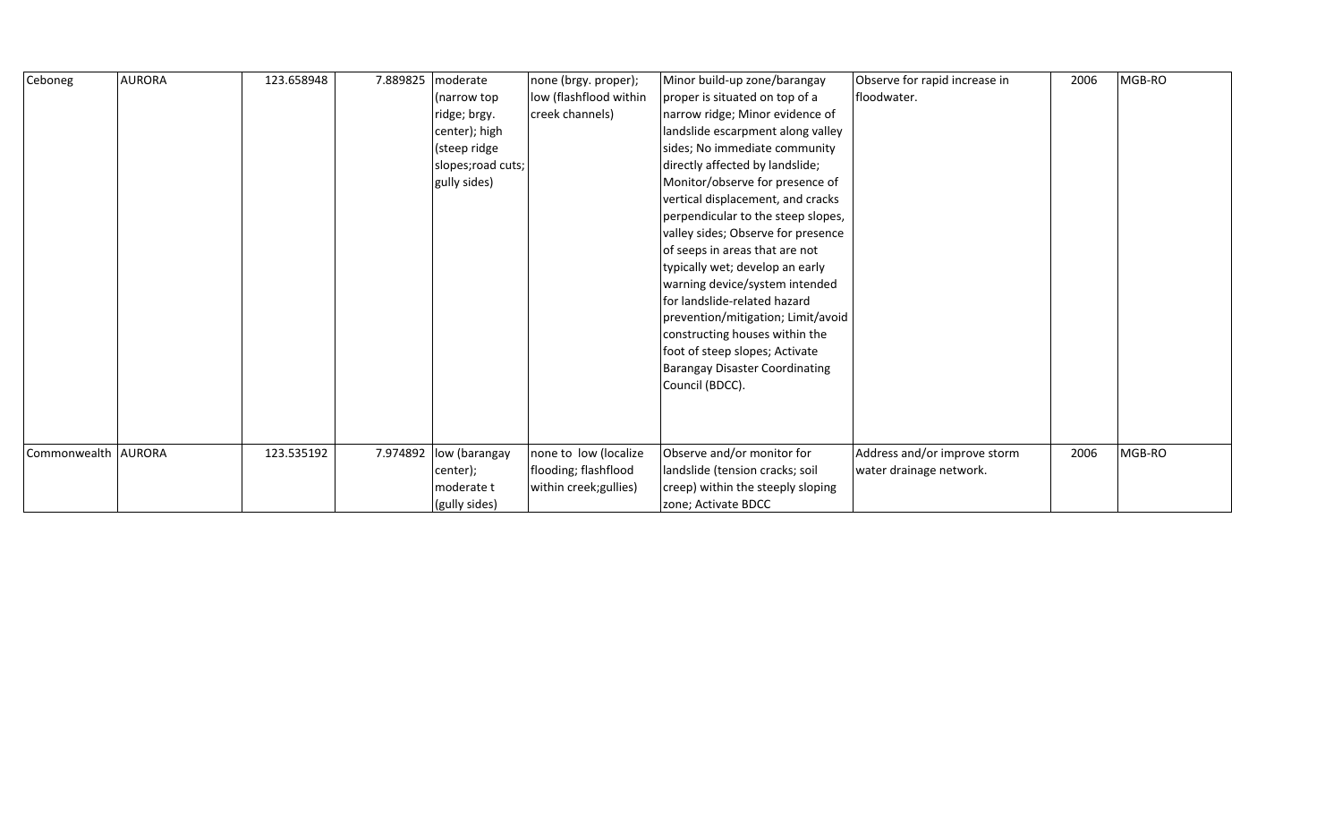| Ceboneg | AURORA | 123.658948 | 7.889825 | moderate (narrow top ridge; brgy. center); high (steep ridge slopes;road cuts; gully sides) | none (brgy. proper); low (flashflood within creek channels) | Minor build-up zone/barangay proper is situated on top of a narrow ridge; Minor evidence of landslide escarpment along valley sides; No immediate community directly affected by landslide; Monitor/observe for presence of vertical displacement, and cracks perpendicular to the steep slopes, valley sides; Observe for presence of seeps in areas that are not typically wet; develop an early warning device/system intended for landslide-related hazard prevention/mitigation; Limit/avoid constructing houses within the foot of steep slopes; Activate Barangay Disaster Coordinating Council (BDCC). | Observe for rapid increase in floodwater. | 2006 | MGB-RO |
|---|---|---|---|---|---|---|---|---|---|
| Commonwealth | AURORA | 123.535192 | 7.974892 | low (barangay center); moderate t (gully sides) | none to low (localize flooding; flashflood within creek;gullies) | Observe and/or monitor for landslide (tension cracks; soil creep) within the steeply sloping zone; Activate BDCC | Address and/or improve storm water drainage network. | 2006 | MGB-RO |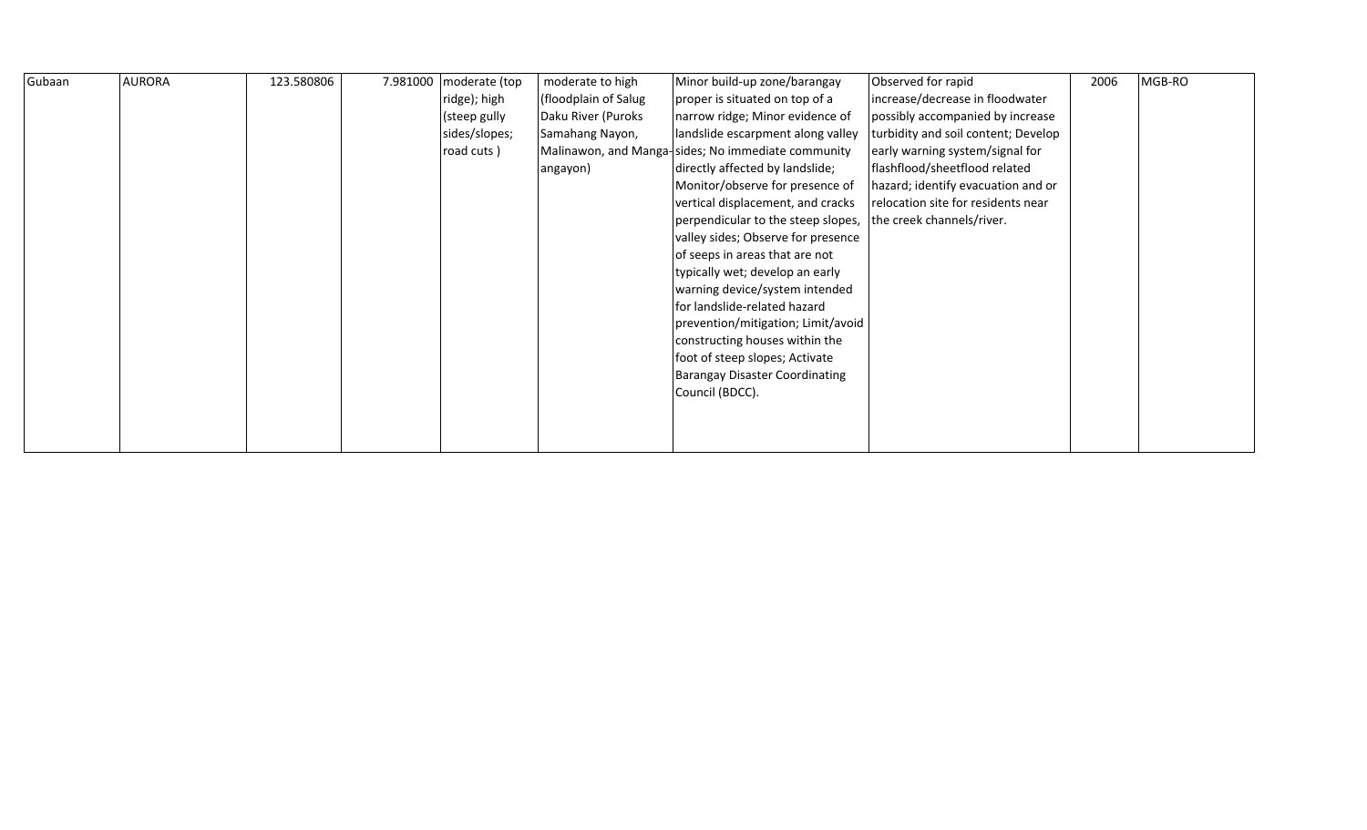| Gubaan | AURORA | 123.580806 | 7.981000 | moderate (top ridge); high (steep gully sides/slopes; road cuts ) | moderate to high (floodplain of Salug Daku River (Puroks Samahang Nayon, Malinawon, and Manga-angayon) | Minor build-up zone/barangay proper is situated on top of a narrow ridge; Minor evidence of landslide escarpment along valley sides; No immediate community directly affected by landslide; Monitor/observe for presence of vertical displacement, and cracks perpendicular to the steep slopes, valley sides; Observe for presence of seeps in areas that are not typically wet; develop an early warning device/system intended for landslide-related hazard prevention/mitigation; Limit/avoid constructing houses within the foot of steep slopes; Activate Barangay Disaster Coordinating Council (BDCC). | Observed for rapid increase/decrease in floodwater possibly accompanied by increase turbidity and soil content; Develop early warning system/signal for flashflood/sheetflood related hazard; identify evacuation and or relocation site for residents near the creek channels/river. | 2006 | MGB-RO |
|---|---|---|---|---|---|---|---|---|---|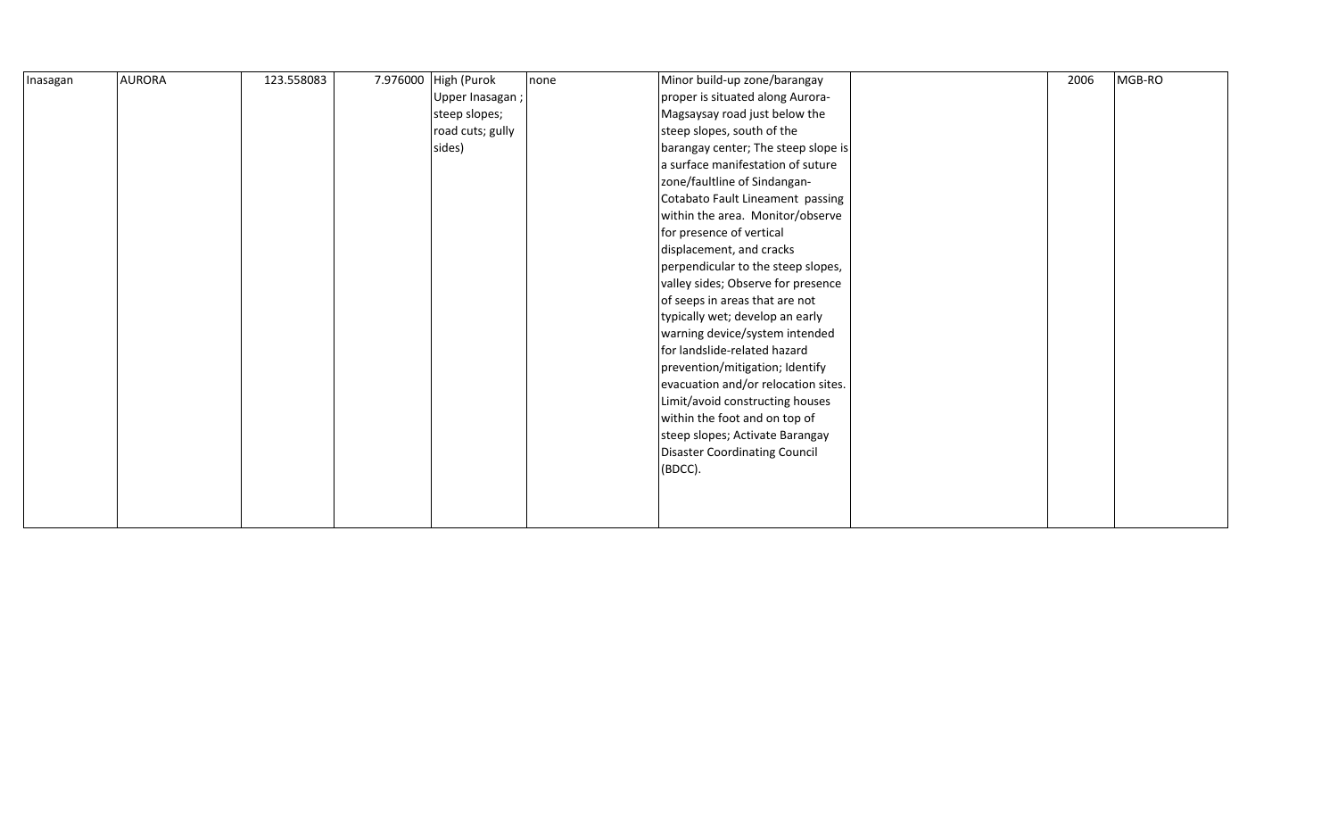| | | | | | | | | | |
|---|---|---|---|---|---|---|---|---|---|
| Inasagan | AURORA | 123.558083 | 7.976000 | High (Purok Upper Inasagan ; steep slopes; road cuts; gully sides) | none | Minor build-up zone/barangay proper is situated along Aurora-Magsaysay road just below the steep slopes, south of the barangay center; The steep slope is a surface manifestation of suture zone/faultline of Sindangan-Cotabato Fault Lineament passing within the area. Monitor/observe for presence of vertical displacement, and cracks perpendicular to the steep slopes, valley sides; Observe for presence of seeps in areas that are not typically wet; develop an early warning device/system intended for landslide-related hazard prevention/mitigation; Identify evacuation and/or relocation sites. Limit/avoid constructing houses within the foot and on top of steep slopes; Activate Barangay Disaster Coordinating Council (BDCC). | | 2006 | MGB-RO |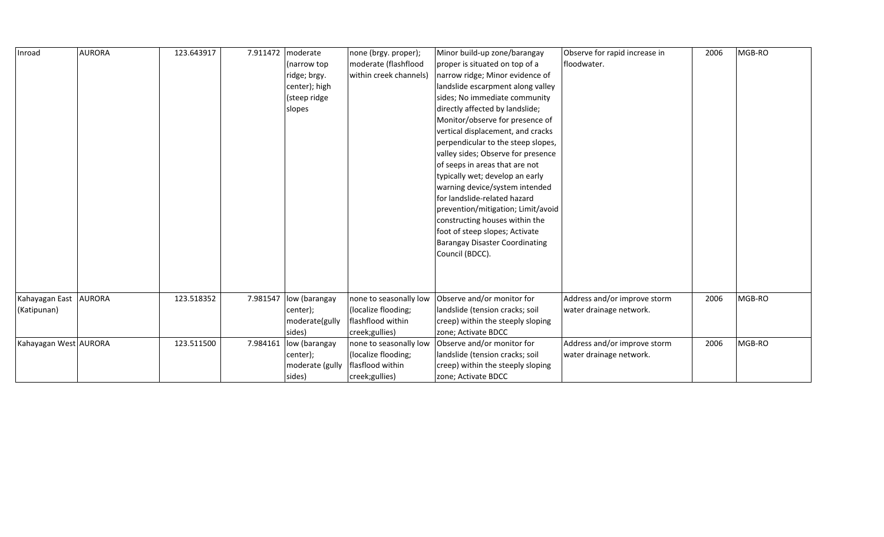| Inroad | AURORA | 123.643917 | 7.911472 | moderate (narrow top ridge; brgy. center); high (steep ridge slopes | none (brgy. proper); moderate (flashflood within creek channels) | Minor build-up zone/barangay proper is situated on top of a narrow ridge; Minor evidence of landslide escarpment along valley sides; No immediate community directly affected by landslide; Monitor/observe for presence of vertical displacement, and cracks perpendicular to the steep slopes, valley sides; Observe for presence of seeps in areas that are not typically wet; develop an early warning device/system intended for landslide-related hazard prevention/mitigation; Limit/avoid constructing houses within the foot of steep slopes; Activate Barangay Disaster Coordinating Council (BDCC). | Observe for rapid increase in floodwater. | 2006 | MGB-RO |
|---|---|---|---|---|---|---|---|---|---|
| Kahayagan East (Katipunan) | AURORA | 123.518352 | 7.981547 | low (barangay center); moderate(gully sides) | none to seasonally low (localize flooding; flashflood within creek;gullies) | Observe and/or monitor for landslide (tension cracks; soil creep) within the steeply sloping zone; Activate BDCC | Address and/or improve storm water drainage network. | 2006 | MGB-RO |
| Kahayagan West | AURORA | 123.511500 | 7.984161 | low (barangay center); moderate (gully sides) | none to seasonally low (localize flooding; flasflood within creek;gullies) | Observe and/or monitor for landslide (tension cracks; soil creep) within the steeply sloping zone; Activate BDCC | Address and/or improve storm water drainage network. | 2006 | MGB-RO |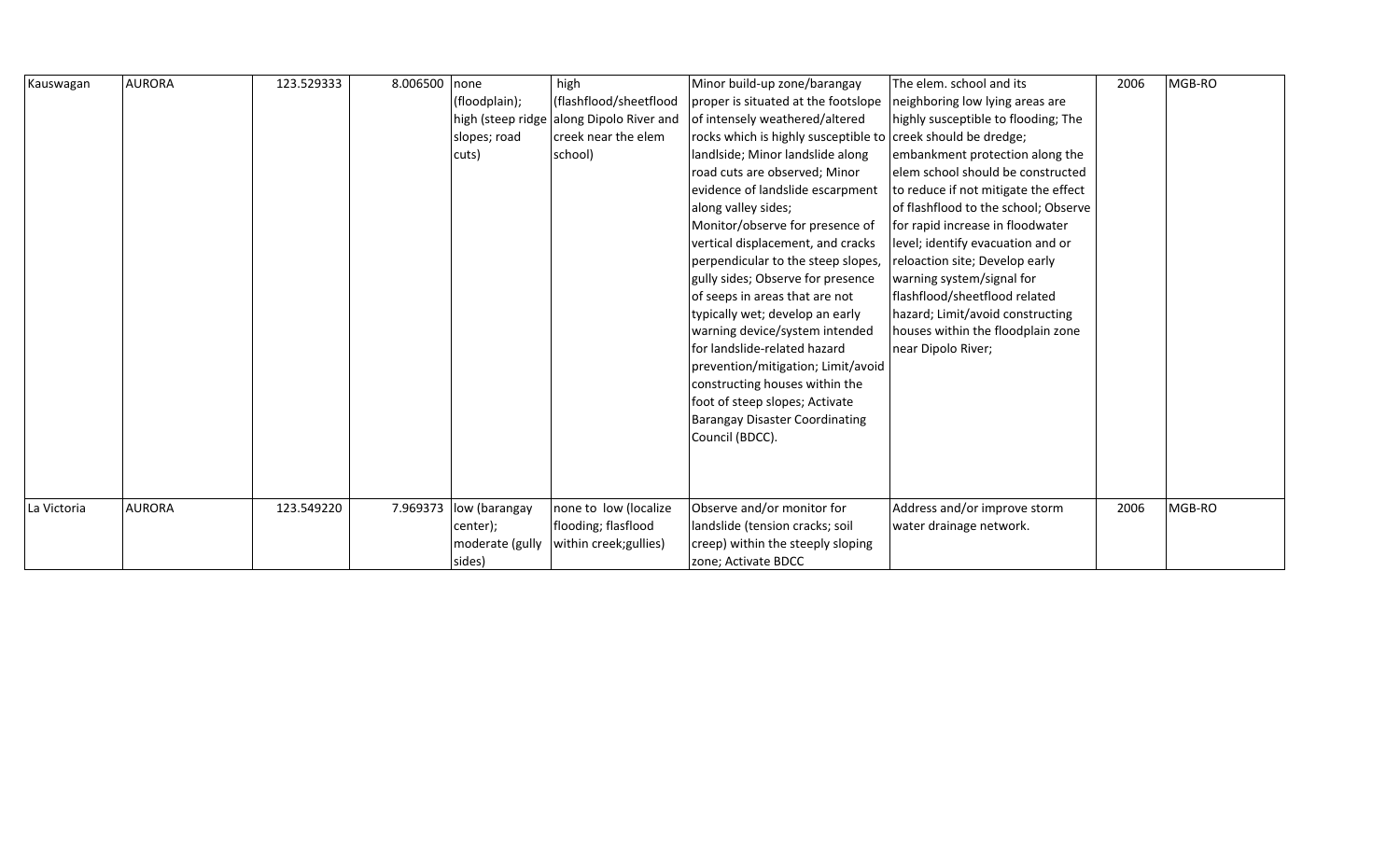| Kauswagan | AURORA | 123.529333 | 8.006500 | none (floodplain); high (steep ridge slopes; road cuts) | high (flashflood/sheetflood along Dipolo River and creek near the elem school) | Minor build-up zone/barangay proper is situated at the footslope of intensely weathered/altered rocks which is highly susceptible to landlside; Minor landslide along road cuts are observed; Minor evidence of landslide escarpment along valley sides; Monitor/observe for presence of vertical displacement, and cracks perpendicular to the steep slopes, gully sides; Observe for presence of seeps in areas that are not typically wet; develop an early warning device/system intended for landslide-related hazard prevention/mitigation; Limit/avoid constructing houses within the foot of steep slopes; Activate Barangay Disaster Coordinating Council (BDCC). | The elem. school and its neighboring low lying areas are highly susceptible to flooding; The creek should be dredge; embankment protection along the elem school should be constructed to reduce if not mitigate the effect of flashflood to the school; Observe for rapid increase in floodwater level; identify evacuation and or reloaction site; Develop early warning system/signal for flashflood/sheetflood related hazard; Limit/avoid constructing houses within the floodplain zone near Dipolo River; | 2006 | MGB-RO |
|---|---|---|---|---|---|---|---|---|---|
| La Victoria | AURORA | 123.549220 | 7.969373 | low (barangay center); moderate (gully sides) | none to low (localize flooding; flasflood within creek;gullies) | Observe and/or monitor for landslide (tension cracks; soil creep) within the steeply sloping zone; Activate BDCC | Address and/or improve storm water drainage network. | 2006 | MGB-RO |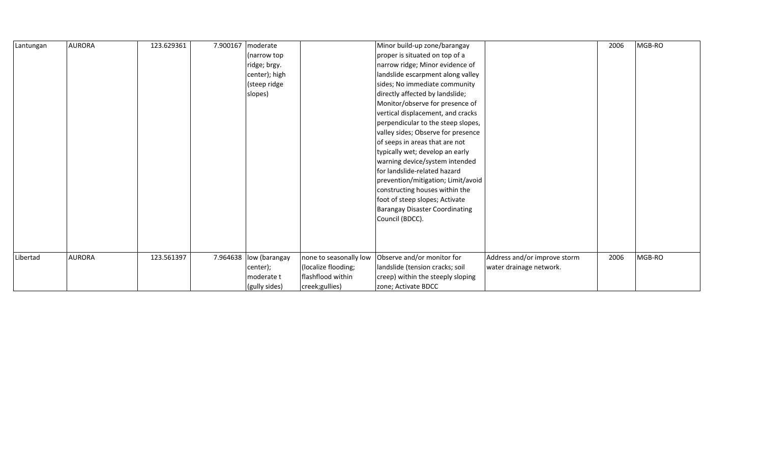| | | | | | | | | | |
|---|---|---|---|---|---|---|---|---|---|
| Lantungan | AURORA | 123.629361 | 7.900167 | moderate (narrow top ridge; brgy. center); high (steep ridge slopes) | | Minor build-up zone/barangay proper is situated on top of a narrow ridge; Minor evidence of landslide escarpment along valley sides; No immediate community directly affected by landslide; Monitor/observe for presence of vertical displacement, and cracks perpendicular to the steep slopes, valley sides; Observe for presence of seeps in areas that are not typically wet; develop an early warning device/system intended for landslide-related hazard prevention/mitigation; Limit/avoid constructing houses within the foot of steep slopes; Activate Barangay Disaster Coordinating Council (BDCC). | | 2006 | MGB-RO |
| Libertad | AURORA | 123.561397 | 7.964638 | low (barangay center); moderate t (gully sides) | none to seasonally low (localize flooding; flashflood within creek;gullies) | Observe and/or monitor for landslide (tension cracks; soil creep) within the steeply sloping zone; Activate BDCC | Address and/or improve storm water drainage network. | 2006 | MGB-RO |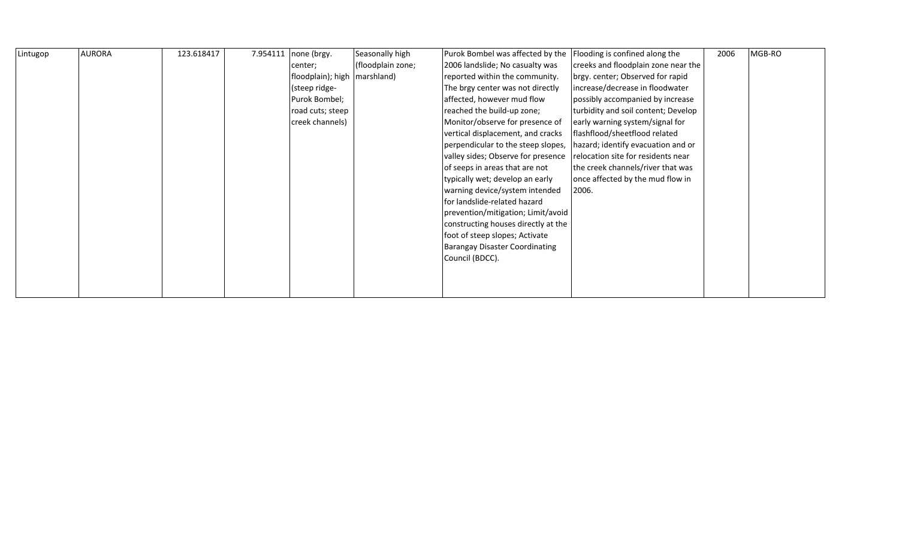| Lintugop | AURORA | 123.618417 | 7.954111 | none (brgy. center; floodplain); high (steep ridge- Purok Bombel; road cuts; steep creek channels) | Seasonally high (floodplain zone; marshland) | Purok Bombel was affected by the 2006 landslide; No casualty was reported within the community. The brgy center was not directly affected, however mud flow reached the build-up zone; Monitor/observe for presence of vertical displacement, and cracks perpendicular to the steep slopes, valley sides; Observe for presence of seeps in areas that are not typically wet; develop an early warning device/system intended for landslide-related hazard prevention/mitigation; Limit/avoid constructing houses directly at the foot of steep slopes; Activate Barangay Disaster Coordinating Council (BDCC). | Flooding is confined along the creeks and floodplain zone near the brgy. center; Observed for rapid increase/decrease in floodwater possibly accompanied by increase turbidity and soil content; Develop early warning system/signal for flashflood/sheetflood related hazard; identify evacuation and or relocation site for residents near the creek channels/river that was once affected by the mud flow in 2006. | 2006 | MGB-RO |
|---|---|---|---|---|---|---|---|---|---|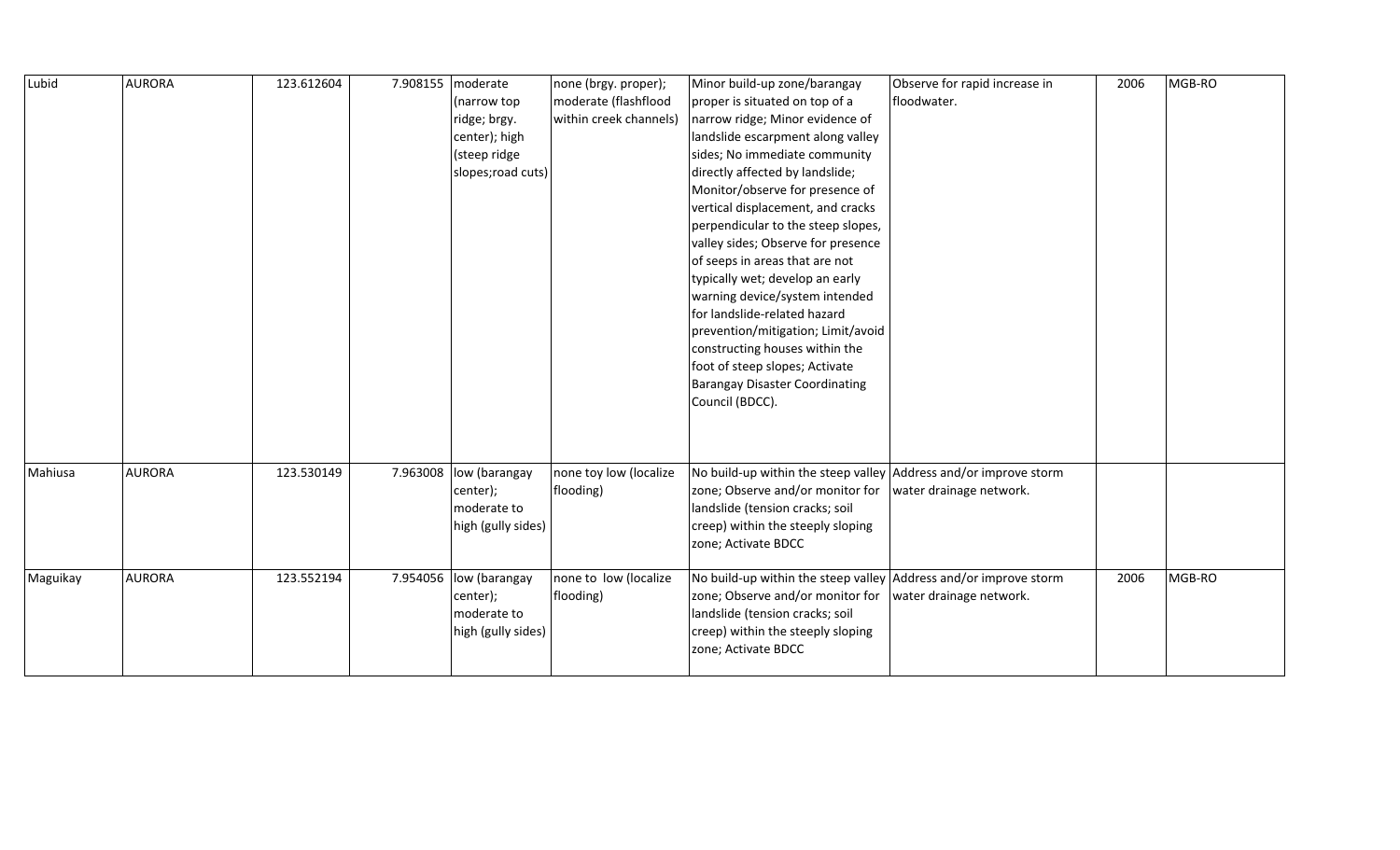| Lubid | AURORA | 123.612604 | 7.908155 | moderate (narrow top ridge; brgy. center); high (steep ridge slopes;road cuts) | none (brgy. proper); moderate (flashflood within creek channels) | Minor build-up zone/barangay proper is situated on top of a narrow ridge; Minor evidence of landslide escarpment along valley sides; No immediate community directly affected by landslide; Monitor/observe for presence of vertical displacement, and cracks perpendicular to the steep slopes, valley sides; Observe for presence of seeps in areas that are not typically wet; develop an early warning device/system intended for landslide-related hazard prevention/mitigation; Limit/avoid constructing houses within the foot of steep slopes; Activate Barangay Disaster Coordinating Council (BDCC). | Observe for rapid increase in floodwater. | 2006 | MGB-RO |
|---|---|---|---|---|---|---|---|---|---|
| Mahiusa | AURORA | 123.530149 | 7.963008 | low (barangay center); moderate to high (gully sides) | none toy low (localize flooding) | No build-up within the steep valley zone; Observe and/or monitor for landslide (tension cracks; soil creep) within the steeply sloping zone; Activate BDCC | Address and/or improve storm water drainage network. | | |
| Maguikay | AURORA | 123.552194 | 7.954056 | low (barangay center); moderate to high (gully sides) | none to low (localize flooding) | No build-up within the steep valley zone; Observe and/or monitor for landslide (tension cracks; soil creep) within the steeply sloping zone; Activate BDCC | Address and/or improve storm water drainage network. | 2006 | MGB-RO |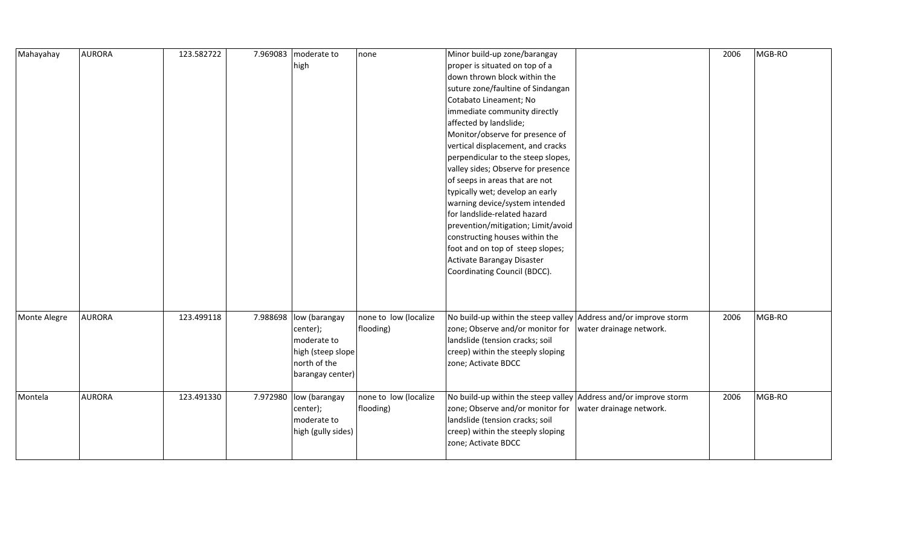| Mahayahay | AURORA | 123.582722 | 7.969083 | moderate to high | none | Minor build-up zone/barangay proper is situated on top of a down thrown block within the suture zone/faultine of Sindangan Cotabato Lineament; No immediate community directly affected by landslide; Monitor/observe for presence of vertical displacement, and cracks perpendicular to the steep slopes, valley sides; Observe for presence of seeps in areas that are not typically wet; develop an early warning device/system intended for landslide-related hazard prevention/mitigation; Limit/avoid constructing houses within the foot and on top of steep slopes; Activate Barangay Disaster Coordinating Council (BDCC). | | 2006 | MGB-RO |
|---|---|---|---|---|---|---|---|---|---|
| Monte Alegre | AURORA | 123.499118 | 7.988698 | low (barangay center); moderate to high (steep slope north of the barangay center) | none to low (localize flooding) | No build-up within the steep valley zone; Observe and/or monitor for landslide (tension cracks; soil creep) within the steeply sloping zone; Activate BDCC | Address and/or improve storm water drainage network. | 2006 | MGB-RO |
| Montela | AURORA | 123.491330 | 7.972980 | low (barangay center); moderate to high (gully sides) | none to low (localize flooding) | No build-up within the steep valley zone; Observe and/or monitor for landslide (tension cracks; soil creep) within the steeply sloping zone; Activate BDCC | Address and/or improve storm water drainage network. | 2006 | MGB-RO |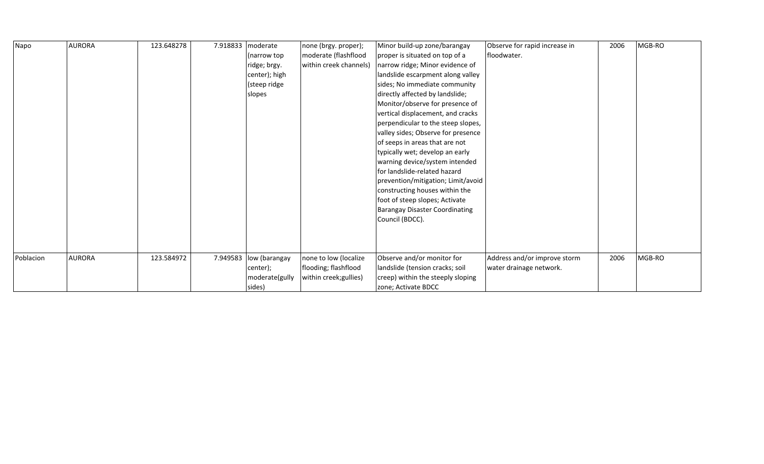| Napo | AURORA | 123.648278 | 7.918833 | moderate (narrow top ridge; brgy. center); high (steep ridge slopes | none (brgy. proper); moderate (flashflood within creek channels) | Minor build-up zone/barangay proper is situated on top of a narrow ridge; Minor evidence of landslide escarpment along valley sides; No immediate community directly affected by landslide; Monitor/observe for presence of vertical displacement, and cracks perpendicular to the steep slopes, valley sides; Observe for presence of seeps in areas that are not typically wet; develop an early warning device/system intended for landslide-related hazard prevention/mitigation; Limit/avoid constructing houses within the foot of steep slopes; Activate Barangay Disaster Coordinating Council (BDCC). | Observe for rapid increase in floodwater. | 2006 | MGB-RO |
|---|---|---|---|---|---|---|---|---|---|
| Poblacion | AURORA | 123.584972 | 7.949583 | low (barangay center); moderate(gully sides) | none to low (localize flooding; flashflood within creek;gullies) | Observe and/or monitor for landslide (tension cracks; soil creep) within the steeply sloping zone; Activate BDCC | Address and/or improve storm water drainage network. | 2006 | MGB-RO |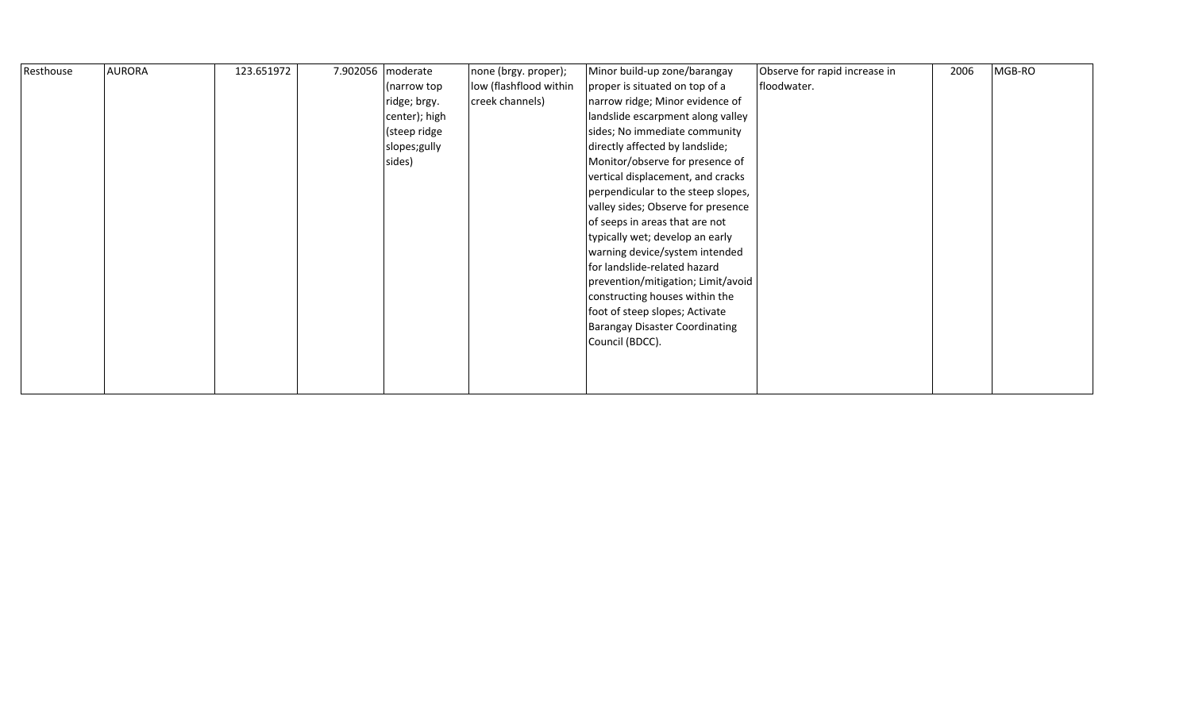| Resthouse | AURORA | 123.651972 | 7.902056 | moderate (narrow top ridge; brgy. center); high (steep ridge slopes;gully sides) | none (brgy. proper); low (flashflood within creek channels) | Minor build-up zone/barangay proper is situated on top of a narrow ridge; Minor evidence of landslide escarpment along valley sides; No immediate community directly affected by landslide; Monitor/observe for presence of vertical displacement, and cracks perpendicular to the steep slopes, valley sides; Observe for presence of seeps in areas that are not typically wet; develop an early warning device/system intended for landslide-related hazard prevention/mitigation; Limit/avoid constructing houses within the foot of steep slopes; Activate Barangay Disaster Coordinating Council (BDCC). | Observe for rapid increase in floodwater. | 2006 | MGB-RO |
|---|---|---|---|---|---|---|---|---|---|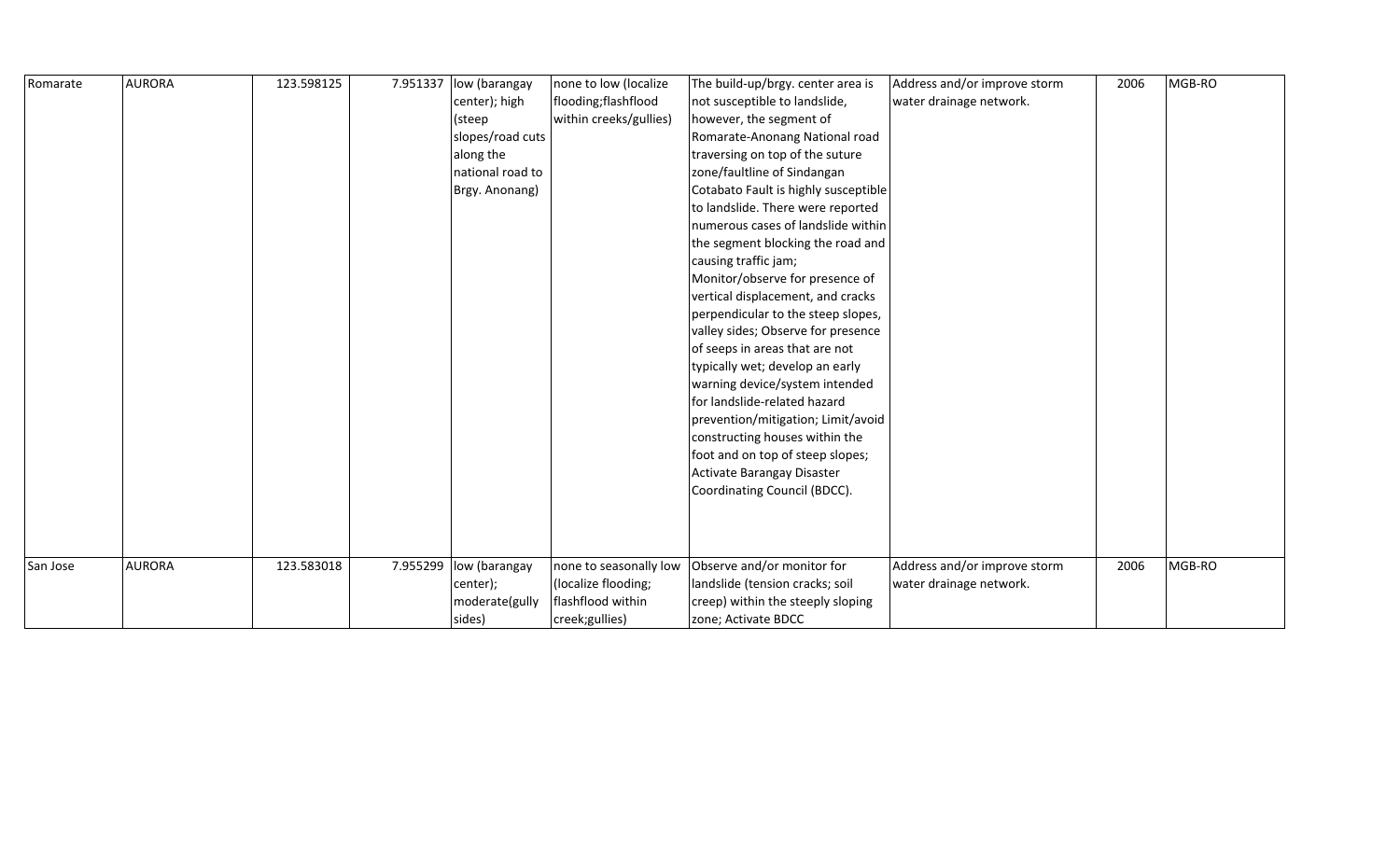| | | | | | | | | | |
|---|---|---|---|---|---|---|---|---|---|
| Romarate | AURORA | 123.598125 | 7.951337 | low (barangay center); high (steep slopes/road cuts along the national road to Brgy. Anonang) | none to low (localize flooding;flashflood within creeks/gullies) | The build-up/brgy. center area is not susceptible to landslide, however, the segment of Romarate-Anonang National road traversing on top of the suture zone/faultline of Sindangan Cotabato Fault is highly susceptible to landslide. There were reported numerous cases of landslide within the segment blocking the road and causing traffic jam; Monitor/observe for presence of vertical displacement, and cracks perpendicular to the steep slopes, valley sides; Observe for presence of seeps in areas that are not typically wet; develop an early warning device/system intended for landslide-related hazard prevention/mitigation; Limit/avoid constructing houses within the foot and on top of steep slopes; Activate Barangay Disaster Coordinating Council (BDCC). | Address and/or improve storm water drainage network. | 2006 | MGB-RO |
| San Jose | AURORA | 123.583018 | 7.955299 | low (barangay center); moderate(gully sides) | none to seasonally low (localize flooding; flashflood within creek;gullies) | Observe and/or monitor for landslide (tension cracks; soil creep) within the steeply sloping zone; Activate BDCC | Address and/or improve storm water drainage network. | 2006 | MGB-RO |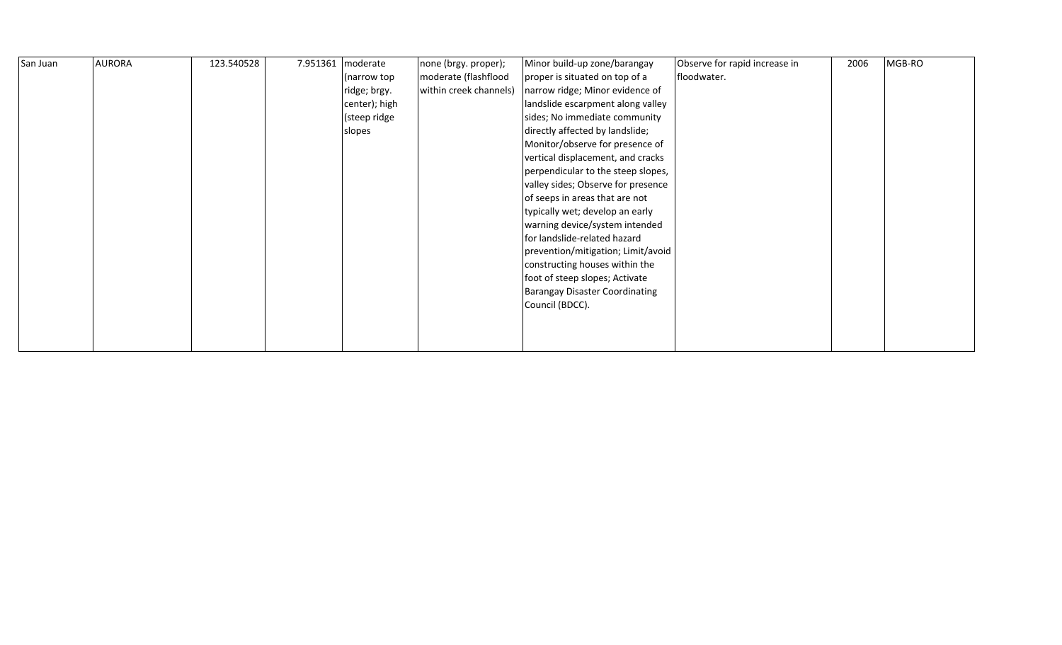| San Juan | AURORA | 123.540528 | 7.951361 | moderate (narrow top ridge; brgy. center); high (steep ridge slopes | none (brgy. proper); moderate (flashflood within creek channels) | Minor build-up zone/barangay proper is situated on top of a narrow ridge; Minor evidence of landslide escarpment along valley sides; No immediate community directly affected by landslide; Monitor/observe for presence of vertical displacement, and cracks perpendicular to the steep slopes, valley sides; Observe for presence of seeps in areas that are not typically wet; develop an early warning device/system intended for landslide-related hazard prevention/mitigation; Limit/avoid constructing houses within the foot of steep slopes; Activate Barangay Disaster Coordinating Council (BDCC). | Observe for rapid increase in floodwater. | 2006 | MGB-RO |
|---|---|---|---|---|---|---|---|---|---|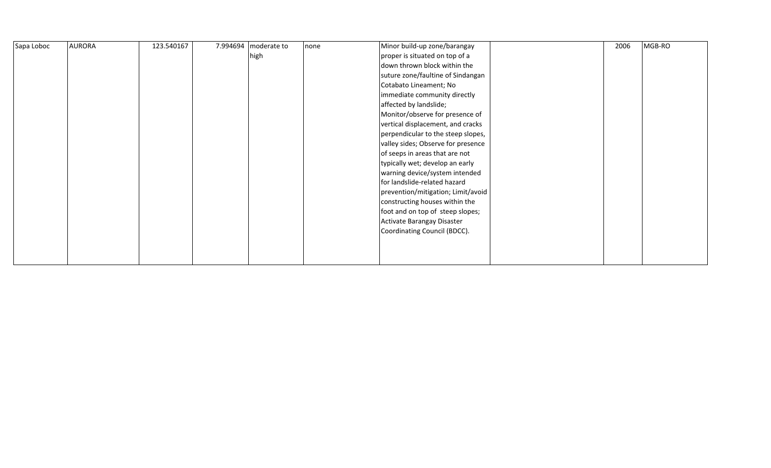| | | | | | | | | | |
|---|---|---|---|---|---|---|---|---|---|
| Sapa Loboc | AURORA | 123.540167 | 7.994694 | moderate to high | none | Minor build-up zone/barangay proper is situated on top of a down thrown block within the suture zone/faultine of Sindangan Cotabato Lineament; No immediate community directly affected by landslide; Monitor/observe for presence of vertical displacement, and cracks perpendicular to the steep slopes, valley sides; Observe for presence of seeps in areas that are not typically wet; develop an early warning device/system intended for landslide-related hazard prevention/mitigation; Limit/avoid constructing houses within the foot and on top of steep slopes; Activate Barangay Disaster Coordinating Council (BDCC). | | 2006 | MGB-RO |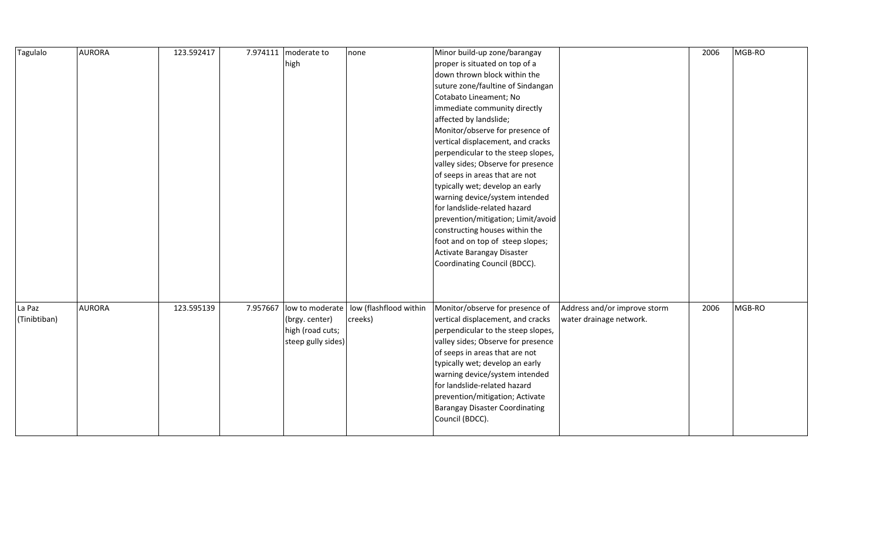| Tagulalo | AURORA | 123.592417 | 7.974111 | moderate to high | none | Minor build-up zone/barangay proper is situated on top of a down thrown block within the suture zone/faultine of Sindangan Cotabato Lineament; No immediate community directly affected by landslide; Monitor/observe for presence of vertical displacement, and cracks perpendicular to the steep slopes, valley sides; Observe for presence of seeps in areas that are not typically wet; develop an early warning device/system intended for landslide-related hazard prevention/mitigation; Limit/avoid constructing houses within the foot and on top of steep slopes; Activate Barangay Disaster Coordinating Council (BDCC). | | 2006 | MGB-RO |
|---|---|---|---|---|---|---|---|---|---|
| La Paz (Tinibtiban) | AURORA | 123.595139 | 7.957667 | low to moderate (brgy. center) high (road cuts; steep gully sides) | low (flashflood within creeks) | Monitor/observe for presence of vertical displacement, and cracks perpendicular to the steep slopes, valley sides; Observe for presence of seeps in areas that are not typically wet; develop an early warning device/system intended for landslide-related hazard prevention/mitigation; Activate Barangay Disaster Coordinating Council (BDCC). | Address and/or improve storm water drainage network. | 2006 | MGB-RO |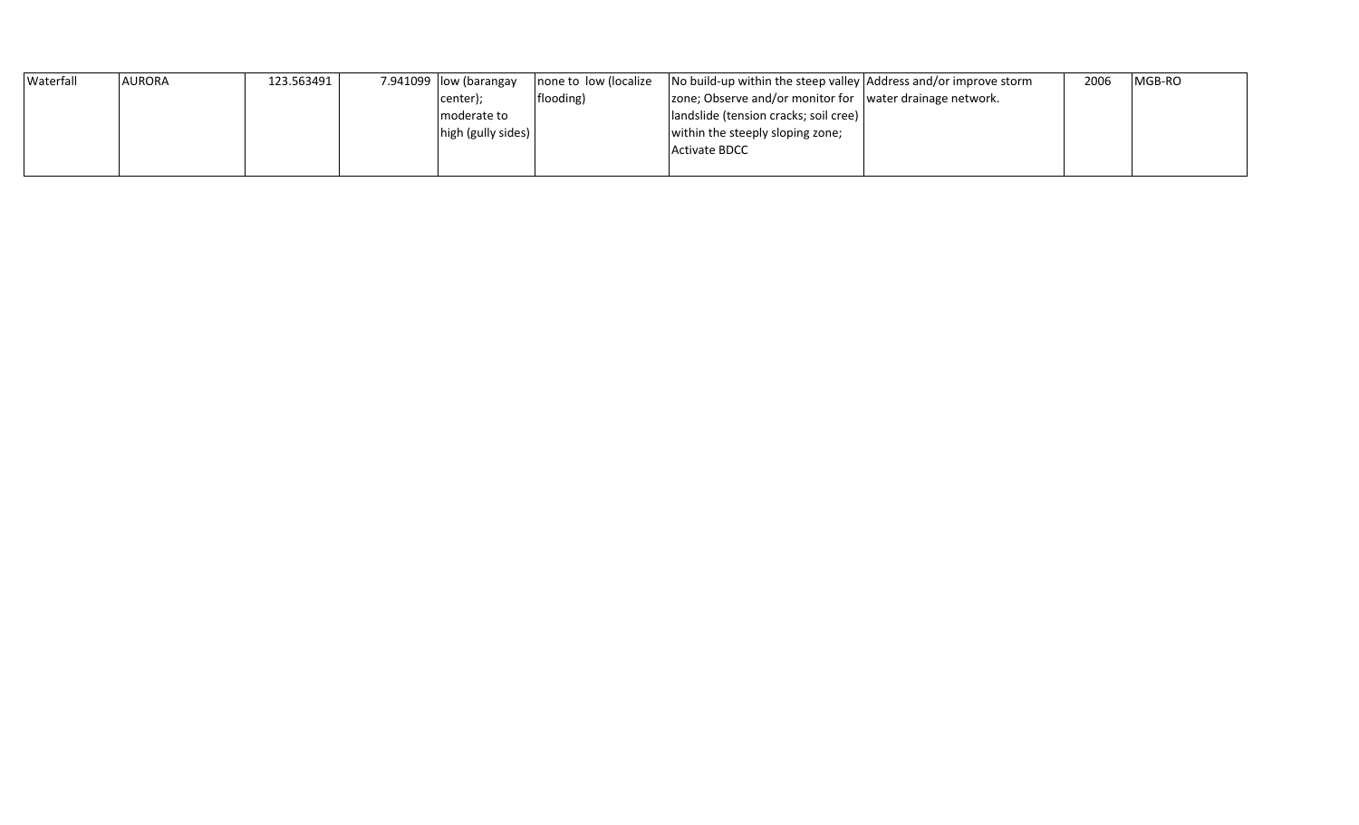| | | | | | | | | | |
|---|---|---|---|---|---|---|---|---|---|
| Waterfall | AURORA | 123.563491 | 7.941099 | low (barangay center); moderate to high (gully sides) | none to low (localize flooding) | No build-up within the steep valley zone; Observe and/or monitor for landslide (tension cracks; soil cree) within the steeply sloping zone; Activate BDCC | Address and/or improve storm water drainage network. | 2006 | MGB-RO |